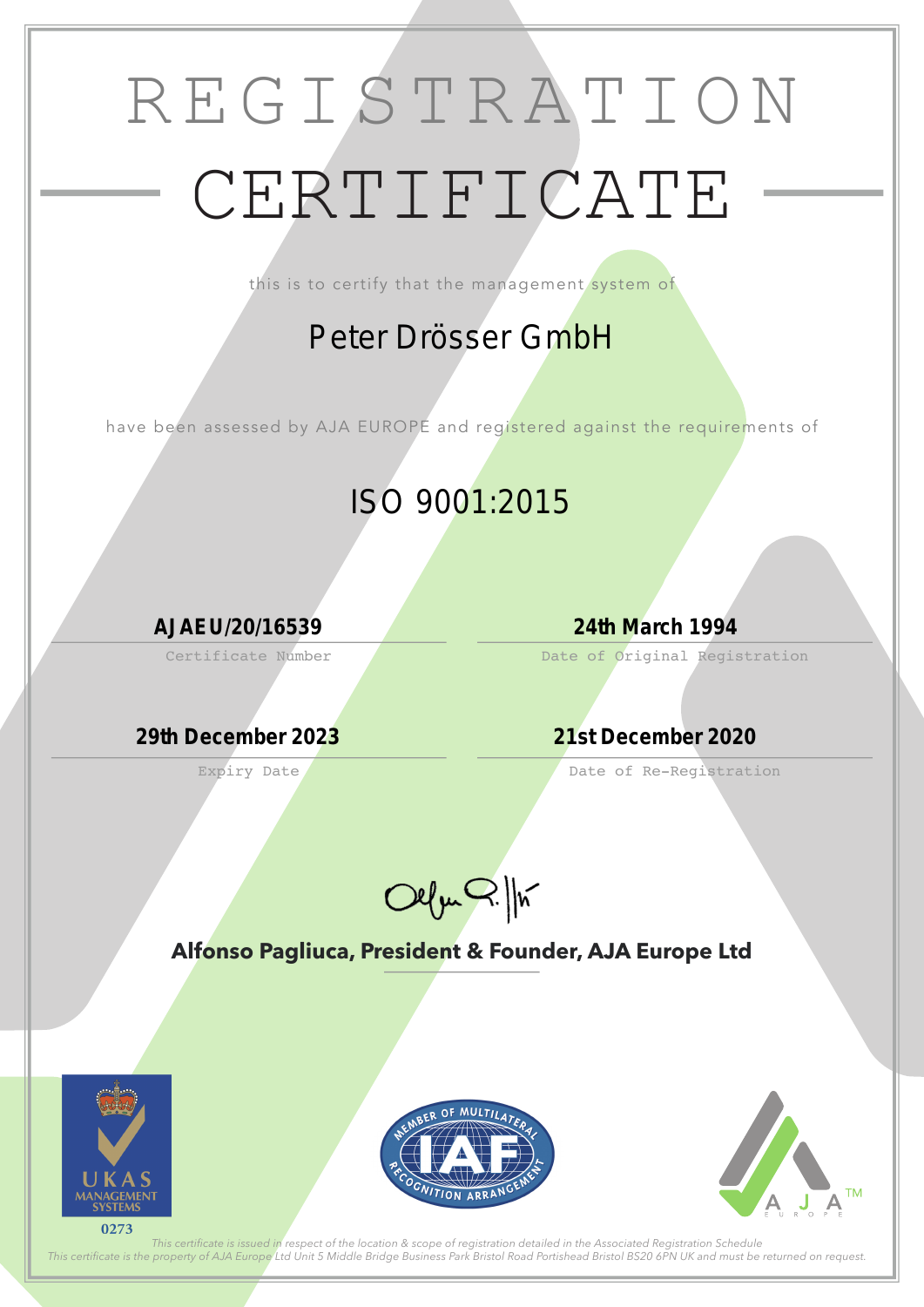# REGISTRATION CERTIFICATE

this is to certify that the management system of

## Peter Drösser GmbH

have been assessed by AJA EUROPE and registered against the requirements of

## ISO 9001:2015

**AJAEU/20/16539**
Certificate Number

**24th March 1994**
Date of Original Registration

**29th December 2023**
Expiry Date

**21st December 2020**
Date of Re-Registration

**Alfonso Pagliuca, President & Founder, AJA Europe Ltd**

UKAS MANAGEMENT SYSTEMS
0273

MEMBER OF MULTILATERAL RECOGNITION ARRANGEMENT IAF

AJA EUROPE™

*This certificate is issued in respect of the location & scope of registration detailed in the Associated Registration Schedule*
*This certificate is the property of AJA Europe Ltd Unit 5 Middle Bridge Business Park Bristol Road Portishead Bristol BS20 6PN UK and must be returned on request.*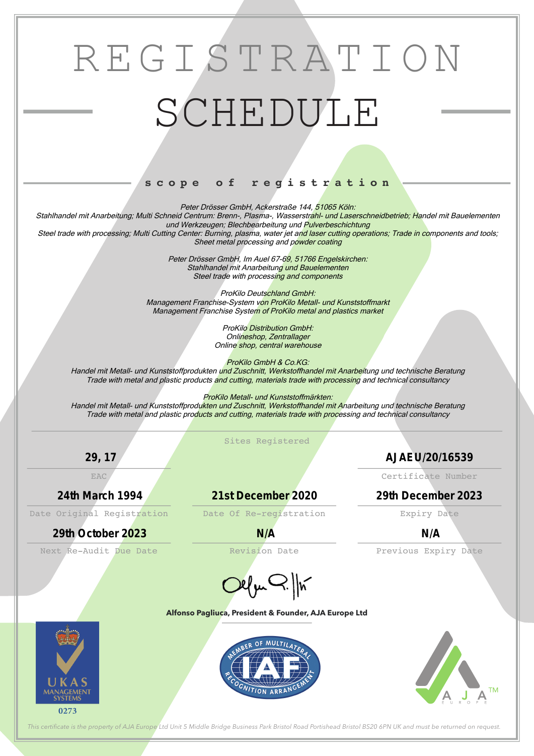# REGISTRATION SCHEDULE

## scope of registration

*Peter Drösser GmbH, Ackerstraße 144, 51065 Köln:*
*Stahlhandel mit Anarbeitung; Multi Schneid Centrum: Brenn-, Plasma-, Wasserstrahl- und Laserschneidbetrieb; Handel mit Bauelementen und Werkzeugen; Blechbearbeitung und Pulverbeschichtung*
*Steel trade with processing; Multi Cutting Center: Burning, plasma, water jet and laser cutting operations; Trade in components and tools; Sheet metal processing and powder coating*

*Peter Drösser GmbH, Im Auel 67-69, 51766 Engelskirchen:*
*Stahlhandel mit Anarbeitung und Bauelementen*
*Steel trade with processing and components*

*ProKilo Deutschland GmbH:*
*Management Franchise-System von ProKilo Metall- und Kunststoffmarkt*
*Management Franchise System of ProKilo metal and plastics market*

*ProKilo Distribution GmbH:*
*Onlineshop, Zentrallager*
*Online shop, central warehouse*

*ProKilo GmbH & Co.KG:*
*Handel mit Metall- und Kunststoffprodukten und Zuschnitt, Werkstoffhandel mit Anarbeitung und technische Beratung*
*Trade with metal and plastic products and cutting, materials trade with processing and technical consultancy*

*ProKilo Metall- und Kunststoffmärkten:*
*Handel mit Metall- und Kunststoffprodukten und Zuschnitt, Werkstoffhandel mit Anarbeitung und technische Beratung*
*Trade with metal and plastic products and cutting, materials trade with processing and technical consultancy*

Sites Registered

| | | |
|---|---|---|
| **29, 17** | | **AJAEU/20/16539** |
| EAC | | Certificate Number |
| **24th March 1994** | **21st December 2020** | **29th December 2023** |
| Date Original Registration | Date Of Re-registration | Expiry Date |
| **29th October 2023** | **N/A** | **N/A** |
| Next Re-Audit Due Date | Revision Date | Previous Expiry Date |

**Alfonso Pagliuca, President & Founder, AJA Europe Ltd**

UKAS MANAGEMENT SYSTEMS 0273

MEMBER OF MULTILATERAL RECOGNITION ARRANGEMENT IAF

AJA EUROPE™

*This certificate is the property of AJA Europe Ltd Unit 5 Middle Bridge Business Park Bristol Road Portishead Bristol BS20 6PN UK and must be returned on request.*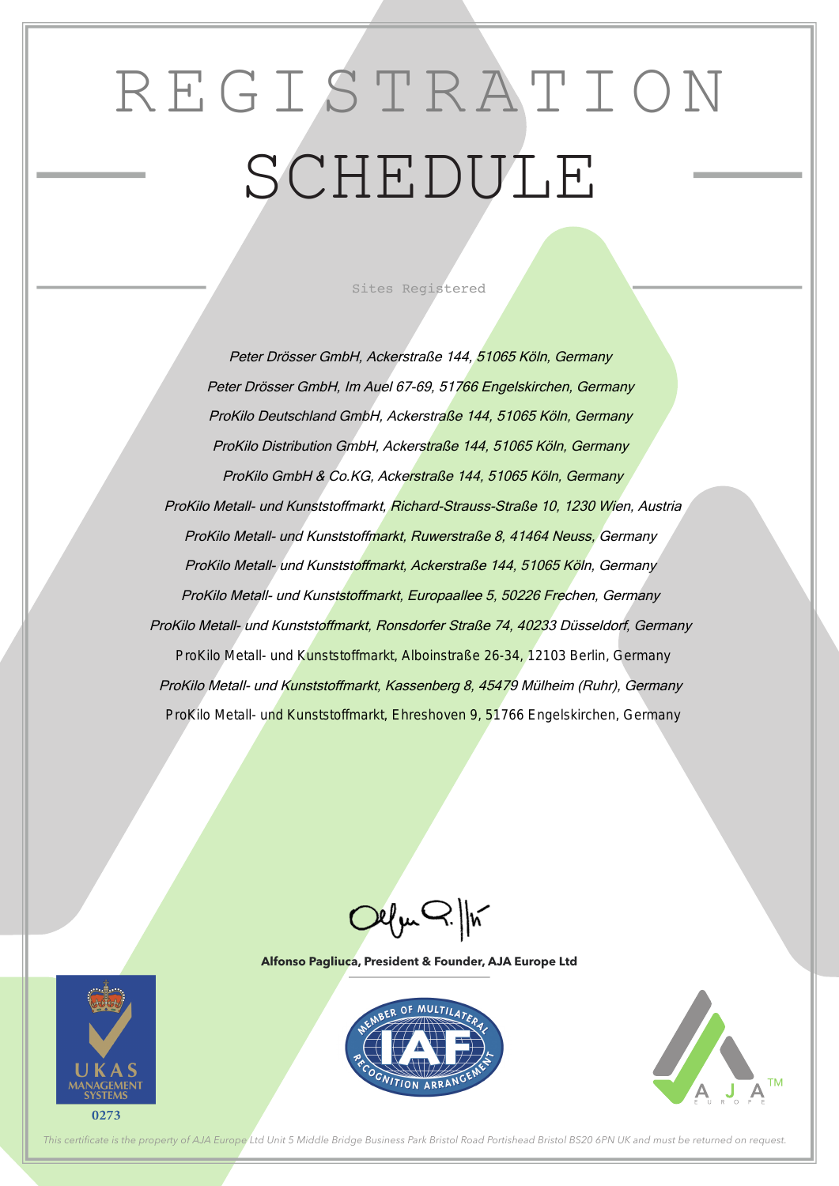# REGISTRATION SCHEDULE

## Sites Registered

*Peter Drösser GmbH, Ackerstraße 144, 51065 Köln, Germany*

*Peter Drösser GmbH, Im Auel 67-69, 51766 Engelskirchen, Germany*

*ProKilo Deutschland GmbH, Ackerstraße 144, 51065 Köln, Germany*

*ProKilo Distribution GmbH, Ackerstraße 144, 51065 Köln, Germany*

*ProKilo GmbH & Co.KG, Ackerstraße 144, 51065 Köln, Germany*

*ProKilo Metall- und Kunststoffmarkt, Richard-Strauss-Straße 10, 1230 Wien, Austria*

*ProKilo Metall- und Kunststoffmarkt, Ruwerstraße 8, 41464 Neuss, Germany*

*ProKilo Metall- und Kunststoffmarkt, Ackerstraße 144, 51065 Köln, Germany*

*ProKilo Metall- und Kunststoffmarkt, Europaallee 5, 50226 Frechen, Germany*

*ProKilo Metall- und Kunststoffmarkt, Ronsdorfer Straße 74, 40233 Düsseldorf, Germany*

ProKilo Metall- und Kunststoffmarkt, Alboinstraße 26-34, 12103 Berlin, Germany

*ProKilo Metall- und Kunststoffmarkt, Kassenberg 8, 45479 Mülheim (Ruhr), Germany*

ProKilo Metall- und Kunststoffmarkt, Ehreshoven 9, 51766 Engelskirchen, Germany

**Alfonso Pagliuca, President & Founder, AJA Europe Ltd**

UKAS MANAGEMENT SYSTEMS
0273

MEMBER OF MULTILATERAL RECOGNITION ARRANGEMENT IAF

AJA EUROPE™

*This certificate is the property of AJA Europe Ltd Unit 5 Middle Bridge Business Park Bristol Road Portishead Bristol BS20 6PN UK and must be returned on request.*